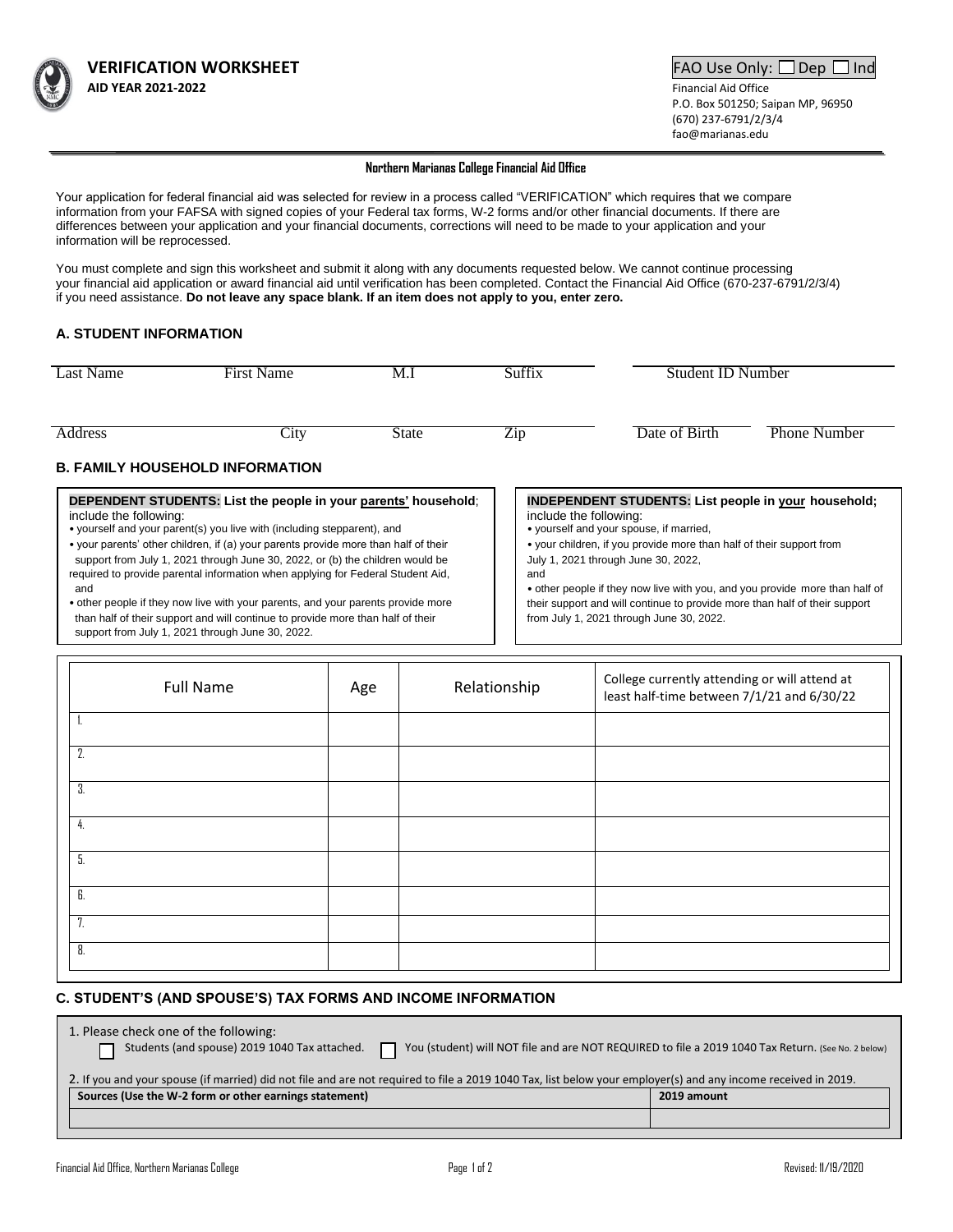# VERIFICATION WORKSHEET

**AID YEAR 2021-2022**

FAO Use Only: ☐ Dep ☐ Ind

Financial Aid Office
P.O. Box 501250; Saipan MP, 96950
(670) 237-6791/2/3/4
fao@marianas.edu

**Northern Marianas College Financial Aid Office**

Your application for federal financial aid was selected for review in a process called "VERIFICATION" which requires that we compare information from your FAFSA with signed copies of your Federal tax forms, W-2 forms and/or other financial documents. If there are differences between your application and your financial documents, corrections will need to be made to your application and your information will be reprocessed.

You must complete and sign this worksheet and submit it along with any documents requested below. We cannot continue processing your financial aid application or award financial aid until verification has been completed. Contact the Financial Aid Office (670-237-6791/2/3/4) if you need assistance. **Do not leave any space blank. If an item does not apply to you, enter zero.**

## A. STUDENT INFORMATION

| Last Name | First Name | M.I | Suffix | Student ID Number | |
|---|---|---|---|---|---|
| | | | | | |
| **Address** | **City** | **State** | **Zip** | **Date of Birth** | **Phone Number** |

## B. FAMILY HOUSEHOLD INFORMATION

**DEPENDENT STUDENTS: List the people in your parents' household**; include the following:

- yourself and your parent(s) you live with (including stepparent), and
- your parents' other children, if (a) your parents provide more than half of their support from July 1, 2021 through June 30, 2022, or (b) the children would be required to provide parental information when applying for Federal Student Aid, and
- other people if they now live with your parents, and your parents provide more than half of their support and will continue to provide more than half of their support from July 1, 2021 through June 30, 2022.

**INDEPENDENT STUDENTS: List people in your household;** include the following:

- yourself and your spouse, if married,
- your children, if you provide more than half of their support from July 1, 2021 through June 30, 2022,

and

- other people if they now live with you, and you provide more than half of their support and will continue to provide more than half of their support from July 1, 2021 through June 30, 2022.

| Full Name | Age | Relationship | College currently attending or will attend at least half-time between 7/1/21 and 6/30/22 |
|---|---|---|---|
| 1. | | | |
| 2. | | | |
| 3. | | | |
| 4. | | | |
| 5. | | | |
| 6. | | | |
| 7. | | | |
| 8. | | | |

## C. STUDENT'S (AND SPOUSE'S) TAX FORMS AND INCOME INFORMATION

1. Please check one of the following:
   - ☐ Students (and spouse) 2019 1040 Tax attached.
   - ☐ You (student) will NOT file and are NOT REQUIRED to file a 2019 1040 Tax Return. (See No. 2 below)

2. If you and your spouse (if married) did not file and are not required to file a 2019 1040 Tax, list below your employer(s) and any income received in 2019.

| Sources (Use the W-2 form or other earnings statement) | 2019 amount |
|---|---|
| | |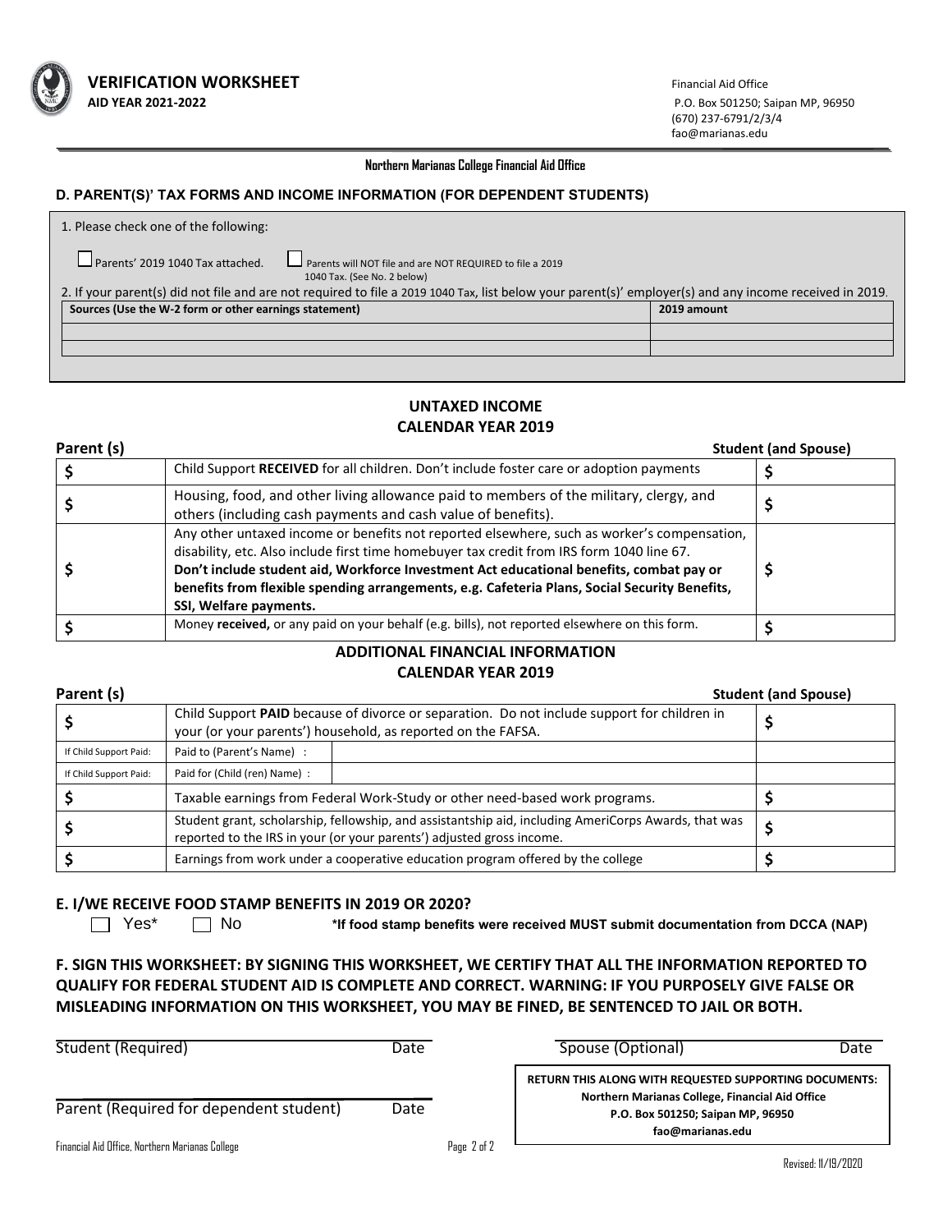# VERIFICATION WORKSHEET

**AID YEAR 2021-2022**

Financial Aid Office
P.O. Box 501250; Saipan MP, 96950
(670) 237-6791/2/3/4
fao@marianas.edu

**Northern Marianas College Financial Aid Office**

## D. PARENT(S)' TAX FORMS AND INCOME INFORMATION (FOR DEPENDENT STUDENTS)

1. Please check one of the following:

☐ Parents' 2019 1040 Tax attached. ☐ Parents will NOT file and are NOT REQUIRED to file a 2019 1040 Tax. (See No. 2 below)

2. If your parent(s) did not file and are not required to file a 2019 1040 Tax, list below your parent(s)' employer(s) and any income received in 2019.

| Sources (Use the W-2 form or other earnings statement) | 2019 amount |
|---|---|
| | |
| | |

## UNTAXED INCOME
## CALENDAR YEAR 2019

| Parent (s) | | Student (and Spouse) |
|---|---|---|
| $ | Child Support **RECEIVED** for all children. Don't include foster care or adoption payments | $ |
| $ | Housing, food, and other living allowance paid to members of the military, clergy, and others (including cash payments and cash value of benefits). | $ |
| $ | Any other untaxed income or benefits not reported elsewhere, such as worker's compensation, disability, etc. Also include first time homebuyer tax credit from IRS form 1040 line 67. **Don't include student aid, Workforce Investment Act educational benefits, combat pay or benefits from flexible spending arrangements, e.g. Cafeteria Plans, Social Security Benefits, SSI, Welfare payments.** | $ |
| $ | Money **received,** or any paid on your behalf (e.g. bills), not reported elsewhere on this form. | $ |

## ADDITIONAL FINANCIAL INFORMATION
## CALENDAR YEAR 2019

| Parent (s) | | | Student (and Spouse) |
|---|---|---|---|
| $ | Child Support **PAID** because of divorce or separation. Do not include support for children in your (or your parents') household, as reported on the FAFSA. | | $ |
| If Child Support Paid: | Paid to (Parent's Name) : | | |
| If Child Support Paid: | Paid for (Child (ren) Name) : | | |
| $ | Taxable earnings from Federal Work-Study or other need-based work programs. | | $ |
| $ | Student grant, scholarship, fellowship, and assistantship aid, including AmeriCorps Awards, that was reported to the IRS in your (or your parents') adjusted gross income. | | $ |
| $ | Earnings from work under a cooperative education program offered by the college | | $ |

## E. I/WE RECEIVE FOOD STAMP BENEFITS IN 2019 OR 2020?

☐ Yes* ☐ No **\*If food stamp benefits were received MUST submit documentation from DCCA (NAP)**

## F. SIGN THIS WORKSHEET: BY SIGNING THIS WORKSHEET, WE CERTIFY THAT ALL THE INFORMATION REPORTED TO QUALIFY FOR FEDERAL STUDENT AID IS COMPLETE AND CORRECT. WARNING: IF YOU PURPOSELY GIVE FALSE OR MISLEADING INFORMATION ON THIS WORKSHEET, YOU MAY BE FINED, BE SENTENCED TO JAIL OR BOTH.

Student (Required) Date

Spouse (Optional) Date

Parent (Required for dependent student) Date

**RETURN THIS ALONG WITH REQUESTED SUPPORTING DOCUMENTS:**
**Northern Marianas College, Financial Aid Office**
**P.O. Box 501250; Saipan MP, 96950**
**fao@marianas.edu**

Revised: 11/19/2020